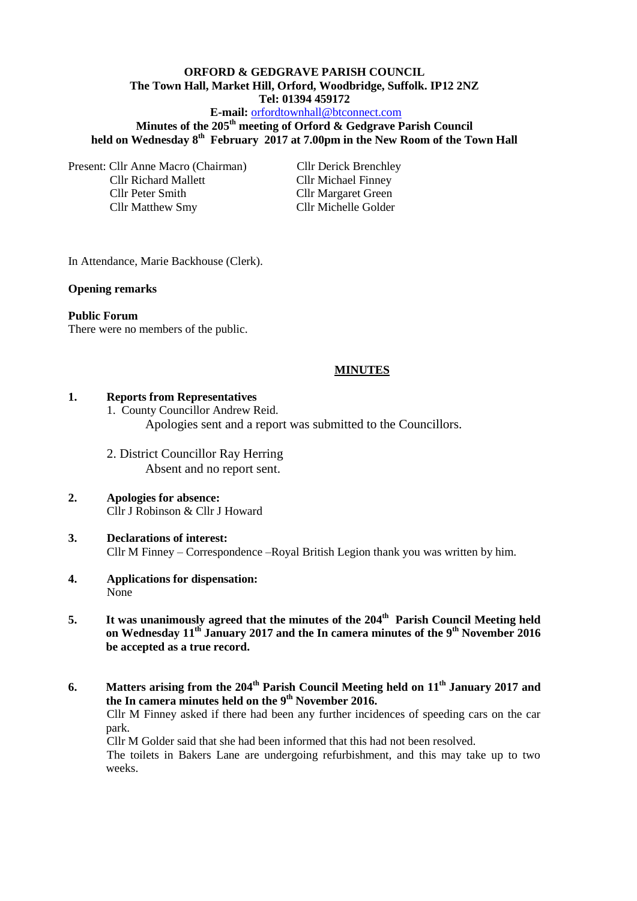**ORFORD & GEDGRAVE PARISH COUNCIL**
**The Town Hall, Market Hill, Orford, Woodbridge, Suffolk. IP12 2NZ**
**Tel: 01394 459172**
**E-mail:** orfordtownhall@btconnect.com

**Minutes of the 205th meeting of Orford & Gedgrave Parish Council held on Wednesday 8th February 2017 at 7.00pm in the New Room of the Town Hall**

Present: Cllr Anne Macro (Chairman)
Cllr Derick Brenchley
Cllr Richard Mallett
Cllr Michael Finney
Cllr Peter Smith
Cllr Margaret Green
Cllr Matthew Smy
Cllr Michelle Golder

In Attendance, Marie Backhouse (Clerk).

**Opening remarks**

**Public Forum**
There were no members of the public.

## MINUTES

**1. Reports from Representatives**

1. County Councillor Andrew Reid.
   Apologies sent and a report was submitted to the Councillors.

2. District Councillor Ray Herring
   Absent and no report sent.

**2. Apologies for absence:**
Cllr J Robinson & Cllr J Howard

**3. Declarations of interest:**
Cllr M Finney – Correspondence –Royal British Legion thank you was written by him.

**4. Applications for dispensation:**
None

**5. It was unanimously agreed that the minutes of the 204th Parish Council Meeting held on Wednesday 11th January 2017 and the In camera minutes of the 9th November 2016 be accepted as a true record.**

**6. Matters arising from the 204th Parish Council Meeting held on 11th January 2017 and the In camera minutes held on the 9th November 2016.**
Cllr M Finney asked if there had been any further incidences of speeding cars on the car park.
Cllr M Golder said that she had been informed that this had not been resolved.
The toilets in Bakers Lane are undergoing refurbishment, and this may take up to two weeks.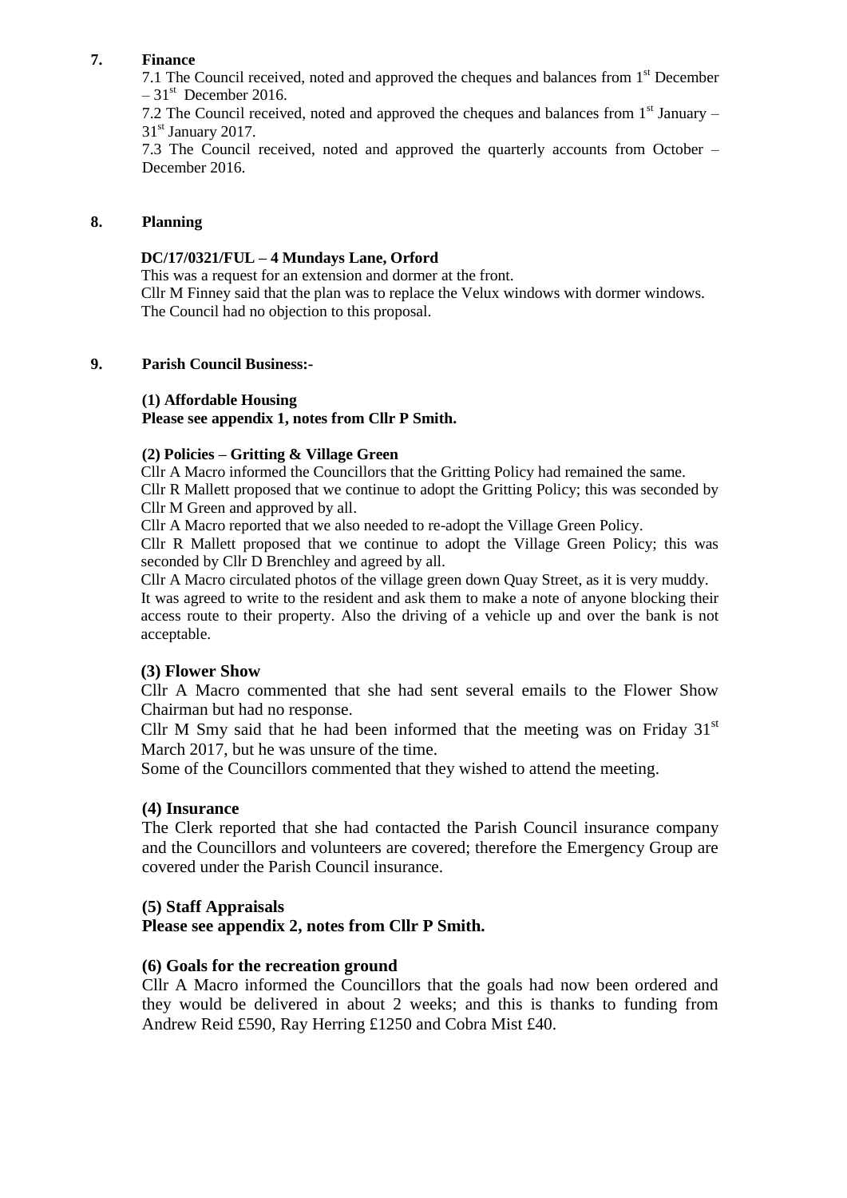## 7. Finance

7.1 The Council received, noted and approved the cheques and balances from 1st December – 31st December 2016.

7.2 The Council received, noted and approved the cheques and balances from 1st January – 31st January 2017.

7.3 The Council received, noted and approved the quarterly accounts from October – December 2016.

## 8. Planning

**DC/17/0321/FUL – 4 Mundays Lane, Orford**

This was a request for an extension and dormer at the front.
Cllr M Finney said that the plan was to replace the Velux windows with dormer windows.
The Council had no objection to this proposal.

## 9. Parish Council Business:-

**(1) Affordable Housing**
**Please see appendix 1, notes from Cllr P Smith.**

**(2) Policies – Gritting & Village Green**

Cllr A Macro informed the Councillors that the Gritting Policy had remained the same.
Cllr R Mallett proposed that we continue to adopt the Gritting Policy; this was seconded by Cllr M Green and approved by all.
Cllr A Macro reported that we also needed to re-adopt the Village Green Policy.
Cllr R Mallett proposed that we continue to adopt the Village Green Policy; this was seconded by Cllr D Brenchley and agreed by all.
Cllr A Macro circulated photos of the village green down Quay Street, as it is very muddy.
It was agreed to write to the resident and ask them to make a note of anyone blocking their access route to their property. Also the driving of a vehicle up and over the bank is not acceptable.

**(3) Flower Show**

Cllr A Macro commented that she had sent several emails to the Flower Show Chairman but had no response.
Cllr M Smy said that he had been informed that the meeting was on Friday 31st March 2017, but he was unsure of the time.
Some of the Councillors commented that they wished to attend the meeting.

**(4) Insurance**

The Clerk reported that she had contacted the Parish Council insurance company and the Councillors and volunteers are covered; therefore the Emergency Group are covered under the Parish Council insurance.

**(5) Staff Appraisals**
**Please see appendix 2, notes from Cllr P Smith.**

**(6) Goals for the recreation ground**

Cllr A Macro informed the Councillors that the goals had now been ordered and they would be delivered in about 2 weeks; and this is thanks to funding from Andrew Reid £590, Ray Herring £1250 and Cobra Mist £40.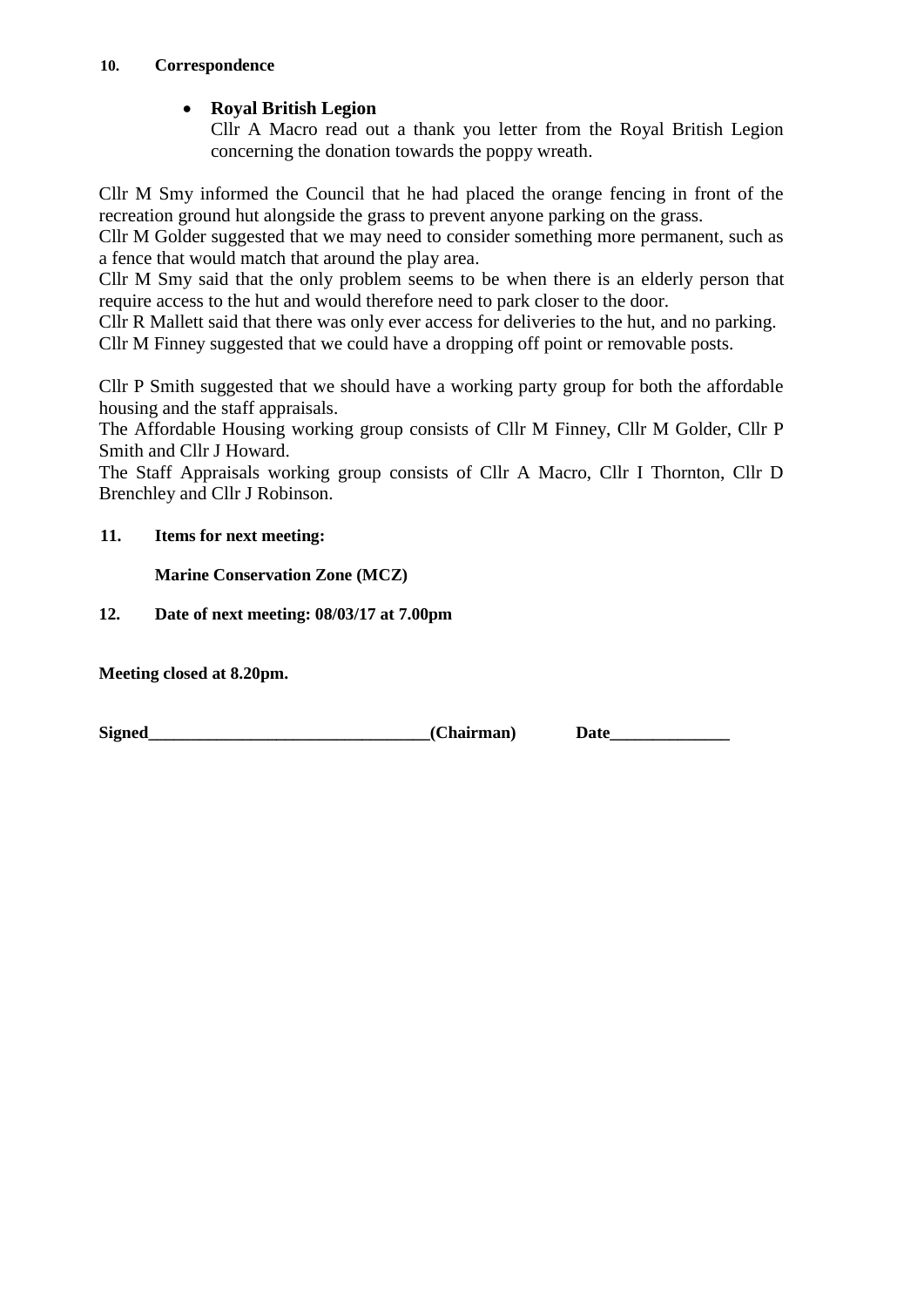**10. Correspondence**

- **Royal British Legion**
  Cllr A Macro read out a thank you letter from the Royal British Legion concerning the donation towards the poppy wreath.

Cllr M Smy informed the Council that he had placed the orange fencing in front of the recreation ground hut alongside the grass to prevent anyone parking on the grass.
Cllr M Golder suggested that we may need to consider something more permanent, such as a fence that would match that around the play area.
Cllr M Smy said that the only problem seems to be when there is an elderly person that require access to the hut and would therefore need to park closer to the door.
Cllr R Mallett said that there was only ever access for deliveries to the hut, and no parking.
Cllr M Finney suggested that we could have a dropping off point or removable posts.

Cllr P Smith suggested that we should have a working party group for both the affordable housing and the staff appraisals.
The Affordable Housing working group consists of Cllr M Finney, Cllr M Golder, Cllr P Smith and Cllr J Howard.
The Staff Appraisals working group consists of Cllr A Macro, Cllr I Thornton, Cllr D Brenchley and Cllr J Robinson.

**11. Items for next meeting:**

**Marine Conservation Zone (MCZ)**

**12. Date of next meeting: 08/03/17 at 7.00pm**

**Meeting closed at 8.20pm.**

**Signed\_\_\_\_\_\_\_\_\_\_\_\_\_\_\_\_\_\_\_\_\_\_\_\_\_\_\_\_\_\_\_\_\_(Chairman) Date\_\_\_\_\_\_\_\_\_\_\_\_\_\_**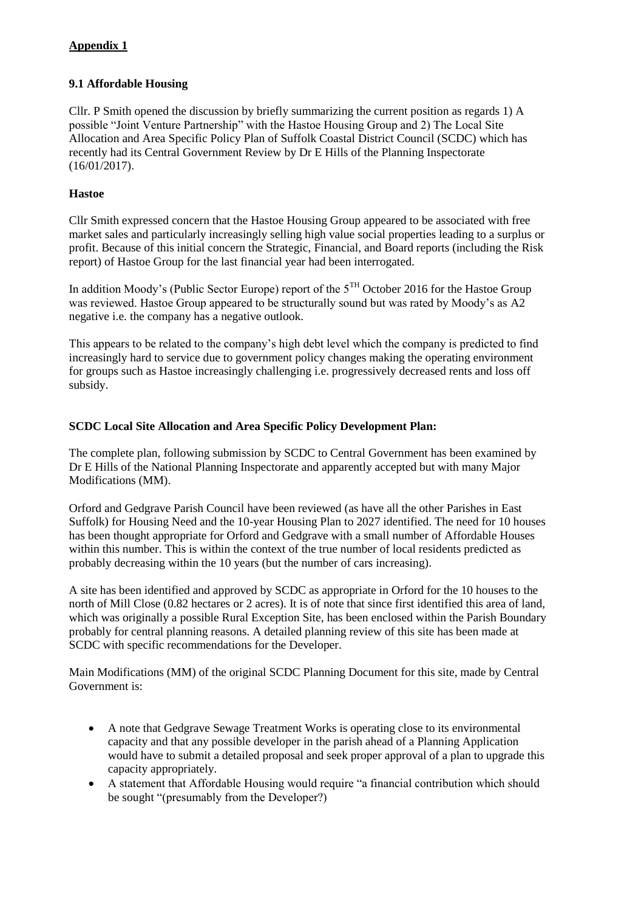**Appendix 1**

**9.1 Affordable Housing**

Cllr. P Smith opened the discussion by briefly summarizing the current position as regards 1) A possible "Joint Venture Partnership" with the Hastoe Housing Group and 2) The Local Site Allocation and Area Specific Policy Plan of Suffolk Coastal District Council (SCDC) which has recently had its Central Government Review by Dr E Hills of the Planning Inspectorate (16/01/2017).

**Hastoe**

Cllr Smith expressed concern that the Hastoe Housing Group appeared to be associated with free market sales and particularly increasingly selling high value social properties leading to a surplus or profit. Because of this initial concern the Strategic, Financial, and Board reports (including the Risk report) of Hastoe Group for the last financial year had been interrogated.

In addition Moody's (Public Sector Europe) report of the 5TH October 2016 for the Hastoe Group was reviewed. Hastoe Group appeared to be structurally sound but was rated by Moody's as A2 negative i.e. the company has a negative outlook.

This appears to be related to the company's high debt level which the company is predicted to find increasingly hard to service due to government policy changes making the operating environment for groups such as Hastoe increasingly challenging i.e. progressively decreased rents and loss off subsidy.

**SCDC Local Site Allocation and Area Specific Policy Development Plan:**

The complete plan, following submission by SCDC to Central Government has been examined by Dr E Hills of the National Planning Inspectorate and apparently accepted but with many Major Modifications (MM).

Orford and Gedgrave Parish Council have been reviewed (as have all the other Parishes in East Suffolk) for Housing Need and the 10-year Housing Plan to 2027 identified. The need for 10 houses has been thought appropriate for Orford and Gedgrave with a small number of Affordable Houses within this number. This is within the context of the true number of local residents predicted as probably decreasing within the 10 years (but the number of cars increasing).

A site has been identified and approved by SCDC as appropriate in Orford for the 10 houses to the north of Mill Close (0.82 hectares or 2 acres). It is of note that since first identified this area of land, which was originally a possible Rural Exception Site, has been enclosed within the Parish Boundary probably for central planning reasons. A detailed planning review of this site has been made at SCDC with specific recommendations for the Developer.

Main Modifications (MM) of the original SCDC Planning Document for this site, made by Central Government is:

- A note that Gedgrave Sewage Treatment Works is operating close to its environmental capacity and that any possible developer in the parish ahead of a Planning Application would have to submit a detailed proposal and seek proper approval of a plan to upgrade this capacity appropriately.
- A statement that Affordable Housing would require "a financial contribution which should be sought "(presumably from the Developer?)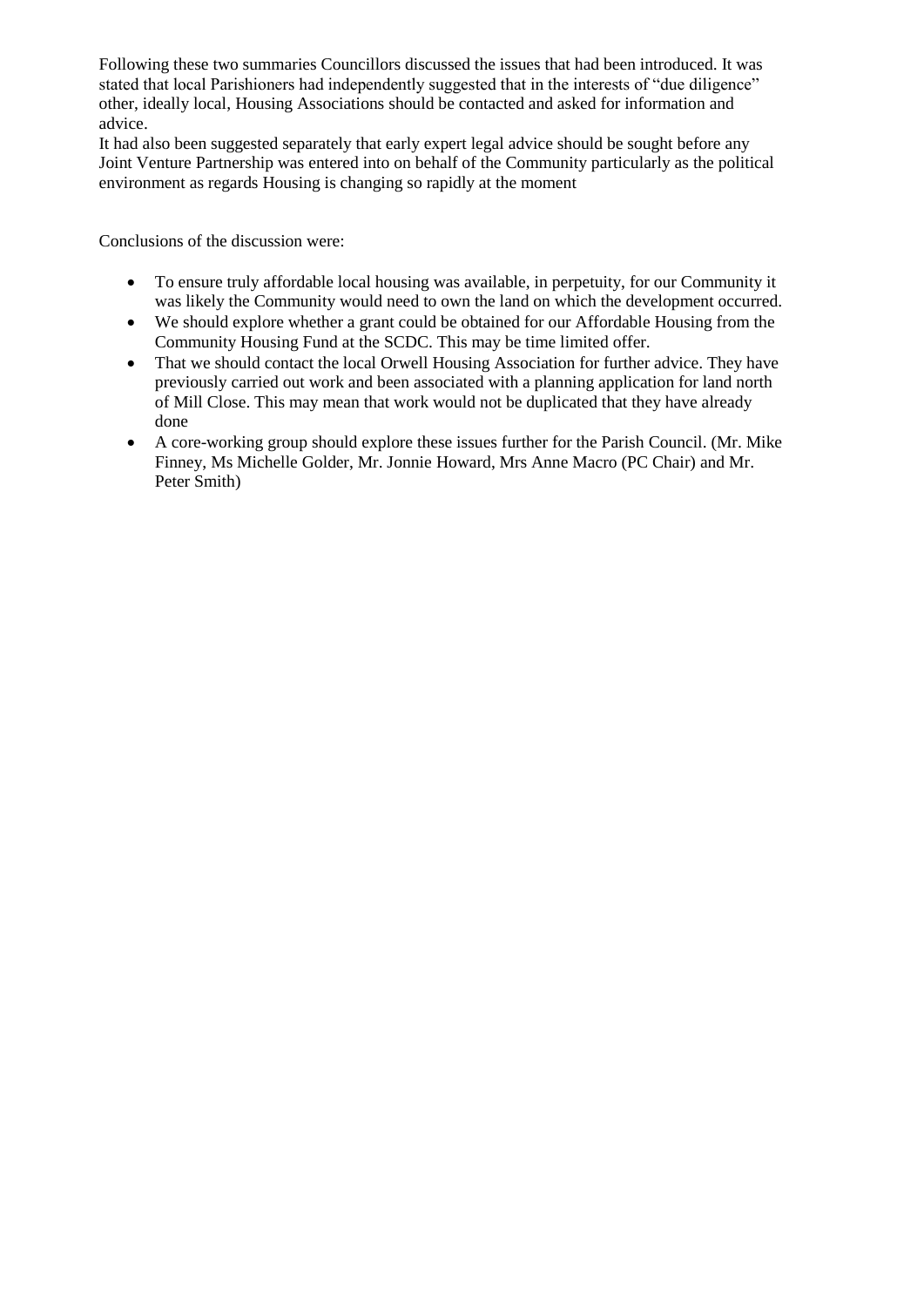Following these two summaries Councillors discussed the issues that had been introduced. It was stated that local Parishioners had independently suggested that in the interests of "due diligence" other, ideally local, Housing Associations should be contacted and asked for information and advice.
It had also been suggested separately that early expert legal advice should be sought before any Joint Venture Partnership was entered into on behalf of the Community particularly as the political environment as regards Housing is changing so rapidly at the moment

Conclusions of the discussion were:

- To ensure truly affordable local housing was available, in perpetuity, for our Community it was likely the Community would need to own the land on which the development occurred.
- We should explore whether a grant could be obtained for our Affordable Housing from the Community Housing Fund at the SCDC. This may be time limited offer.
- That we should contact the local Orwell Housing Association for further advice. They have previously carried out work and been associated with a planning application for land north of Mill Close. This may mean that work would not be duplicated that they have already done
- A core-working group should explore these issues further for the Parish Council. (Mr. Mike Finney, Ms Michelle Golder, Mr. Jonnie Howard, Mrs Anne Macro (PC Chair) and Mr. Peter Smith)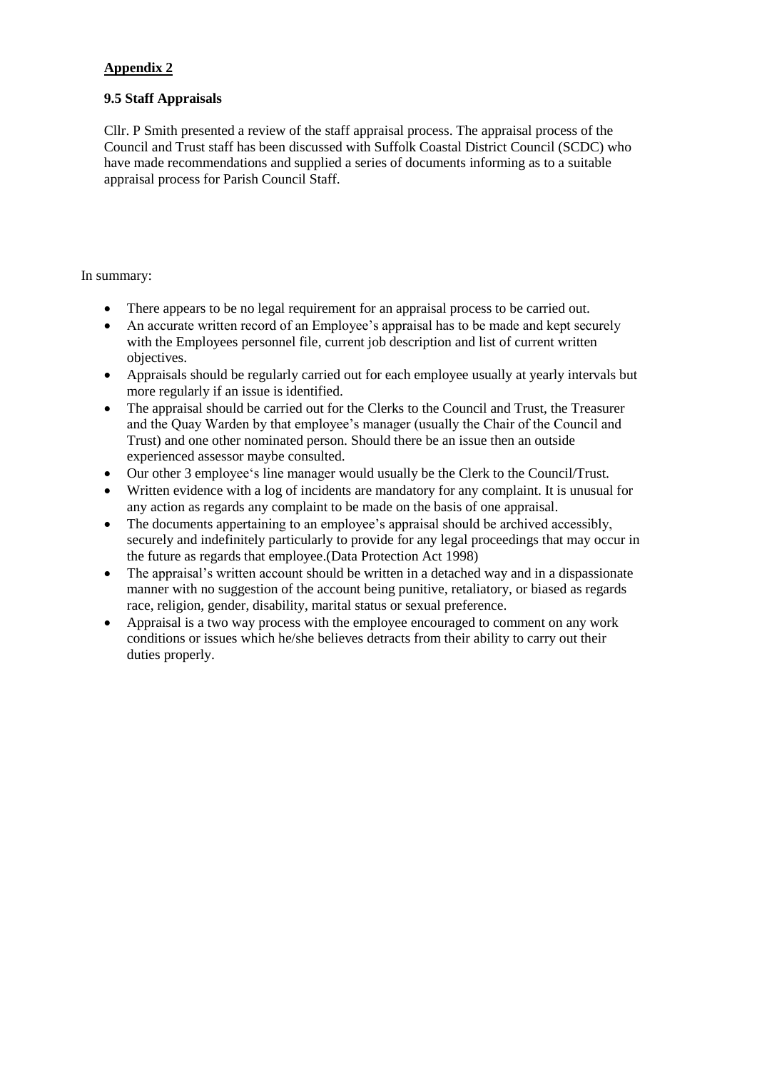**<u>Appendix 2</u>**

**9.5 Staff Appraisals**

Cllr. P Smith presented a review of the staff appraisal process. The appraisal process of the Council and Trust staff has been discussed with Suffolk Coastal District Council (SCDC) who have made recommendations and supplied a series of documents informing as to a suitable appraisal process for Parish Council Staff.

In summary:

- There appears to be no legal requirement for an appraisal process to be carried out.
- An accurate written record of an Employee's appraisal has to be made and kept securely with the Employees personnel file, current job description and list of current written objectives.
- Appraisals should be regularly carried out for each employee usually at yearly intervals but more regularly if an issue is identified.
- The appraisal should be carried out for the Clerks to the Council and Trust, the Treasurer and the Quay Warden by that employee's manager (usually the Chair of the Council and Trust) and one other nominated person. Should there be an issue then an outside experienced assessor maybe consulted.
- Our other 3 employee's line manager would usually be the Clerk to the Council/Trust.
- Written evidence with a log of incidents are mandatory for any complaint. It is unusual for any action as regards any complaint to be made on the basis of one appraisal.
- The documents appertaining to an employee's appraisal should be archived accessibly, securely and indefinitely particularly to provide for any legal proceedings that may occur in the future as regards that employee.(Data Protection Act 1998)
- The appraisal's written account should be written in a detached way and in a dispassionate manner with no suggestion of the account being punitive, retaliatory, or biased as regards race, religion, gender, disability, marital status or sexual preference.
- Appraisal is a two way process with the employee encouraged to comment on any work conditions or issues which he/she believes detracts from their ability to carry out their duties properly.